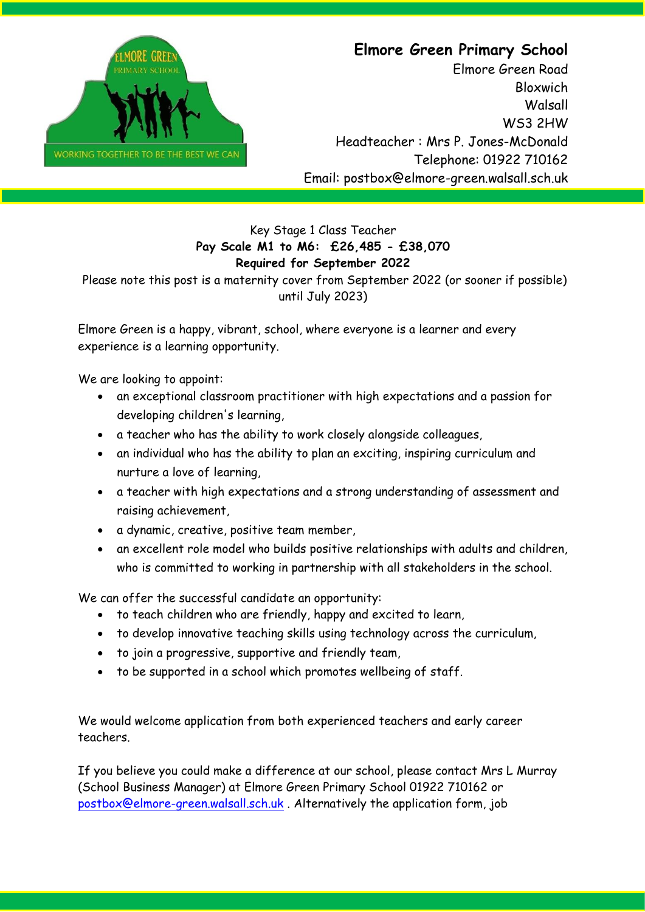# Elmore Green Primary School

Elmore Green Road
Bloxwich
Walsall
WS3 2HW
Headteacher : Mrs P. Jones-McDonald
Telephone: 01922 710162
Email: postbox@elmore-green.walsall.sch.uk

Key Stage 1 Class Teacher
**Pay Scale M1 to M6: £26,485 - £38,070**
**Required for September 2022**
Please note this post is a maternity cover from September 2022 (or sooner if possible) until July 2023)

Elmore Green is a happy, vibrant, school, where everyone is a learner and every experience is a learning opportunity.

We are looking to appoint:

- an exceptional classroom practitioner with high expectations and a passion for developing children's learning,
- a teacher who has the ability to work closely alongside colleagues,
- an individual who has the ability to plan an exciting, inspiring curriculum and nurture a love of learning,
- a teacher with high expectations and a strong understanding of assessment and raising achievement,
- a dynamic, creative, positive team member,
- an excellent role model who builds positive relationships with adults and children, who is committed to working in partnership with all stakeholders in the school.

We can offer the successful candidate an opportunity:

- to teach children who are friendly, happy and excited to learn,
- to develop innovative teaching skills using technology across the curriculum,
- to join a progressive, supportive and friendly team,
- to be supported in a school which promotes wellbeing of staff.

We would welcome application from both experienced teachers and early career teachers.

If you believe you could make a difference at our school, please contact Mrs L Murray (School Business Manager) at Elmore Green Primary School 01922 710162 or postbox@elmore-green.walsall.sch.uk . Alternatively the application form, job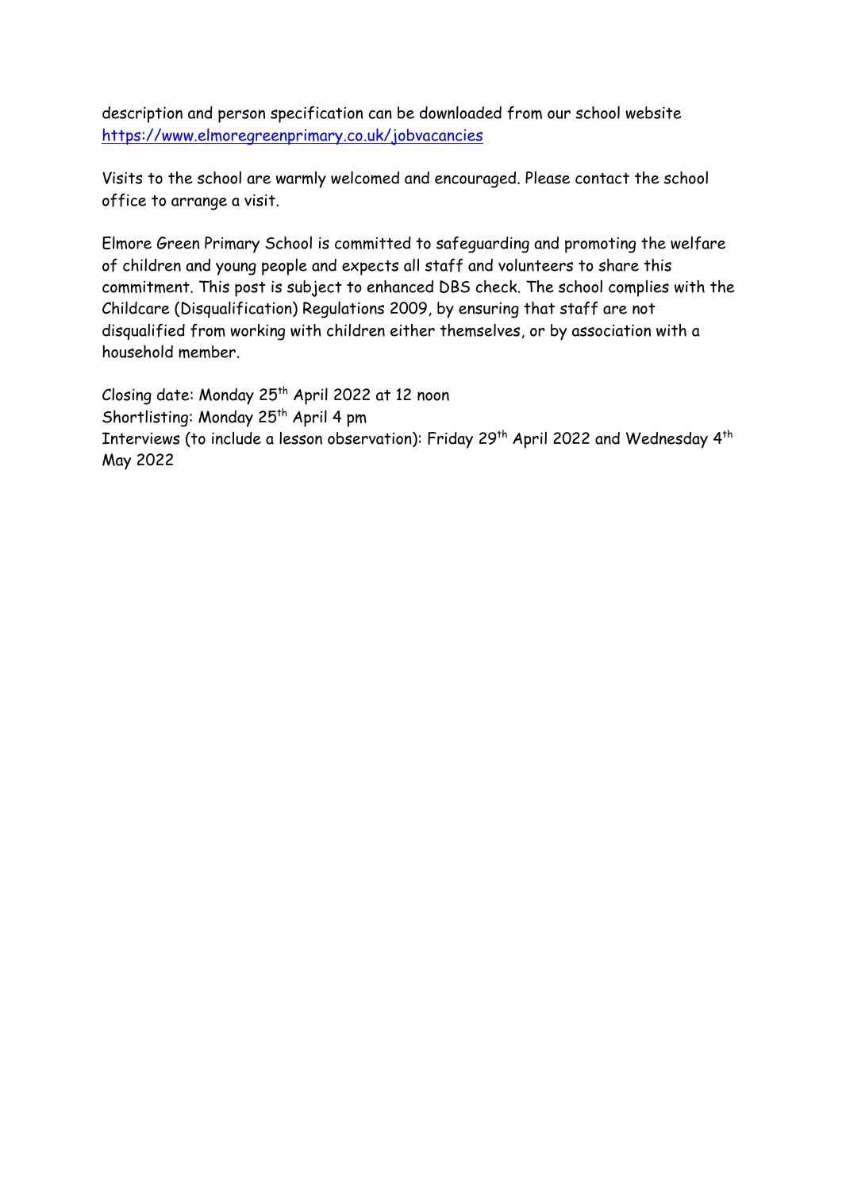description and person specification can be downloaded from our school website https://www.elmoregreenprimary.co.uk/jobvacancies

Visits to the school are warmly welcomed and encouraged. Please contact the school office to arrange a visit.

Elmore Green Primary School is committed to safeguarding and promoting the welfare of children and young people and expects all staff and volunteers to share this commitment. This post is subject to enhanced DBS check. The school complies with the Childcare (Disqualification) Regulations 2009, by ensuring that staff are not disqualified from working with children either themselves, or by association with a household member.

Closing date: Monday 25th April 2022 at 12 noon
Shortlisting: Monday 25th April 4 pm
Interviews (to include a lesson observation): Friday 29th April 2022 and Wednesday 4th May 2022